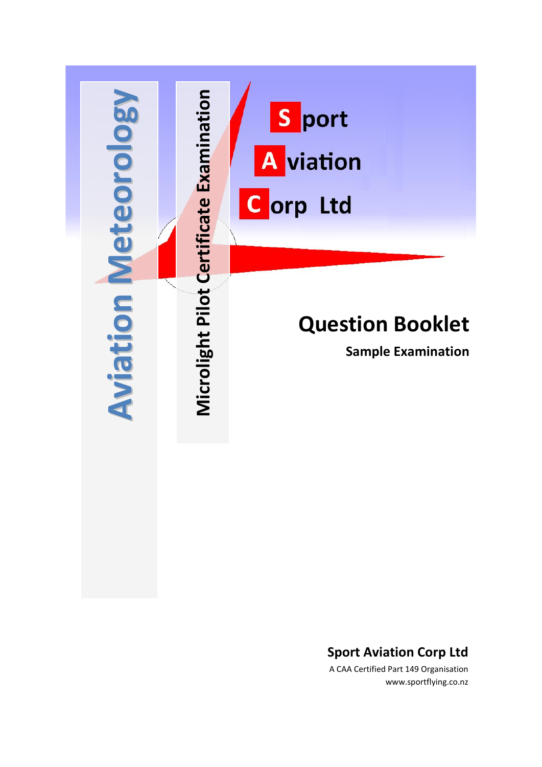# Aviation Meteorology

## Microlight Pilot Certificate Examination

**S**port
**A**viation
**C**orp Ltd

# Question Booklet

**Sample Examination**

**Sport Aviation Corp Ltd**

A CAA Certified Part 149 Organisation

www.sportflying.co.nz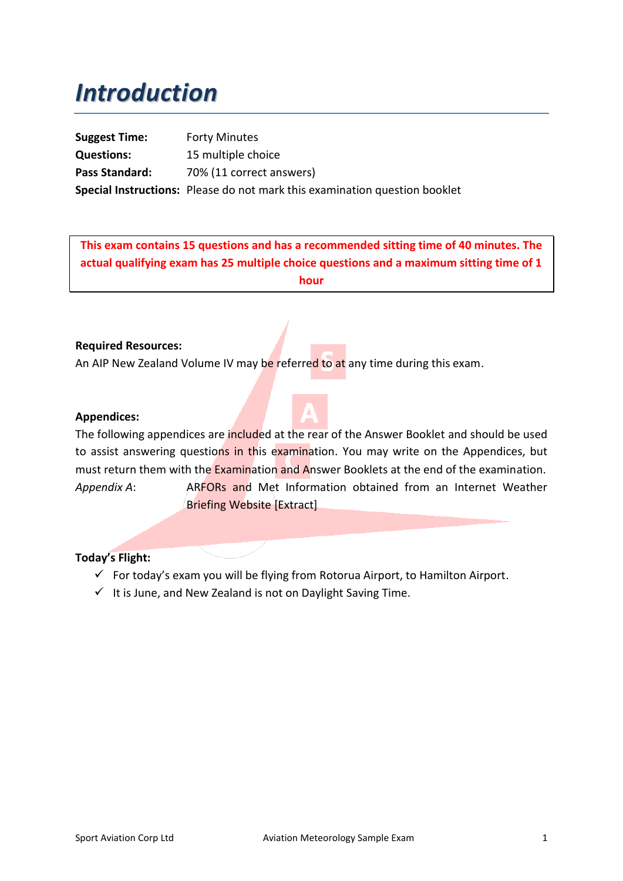# Introduction

**Suggest Time:** Forty Minutes
**Questions:** 15 multiple choice
**Pass Standard:** 70% (11 correct answers)
**Special Instructions:** Please do not mark this examination question booklet

**This exam contains 15 questions and has a recommended sitting time of 40 minutes. The actual qualifying exam has 25 multiple choice questions and a maximum sitting time of 1 hour**

**Required Resources:**

An AIP New Zealand Volume IV may be referred to at any time during this exam.

**Appendices:**

The following appendices are included at the rear of the Answer Booklet and should be used to assist answering questions in this examination. You may write on the Appendices, but must return them with the Examination and Answer Booklets at the end of the examination.

*Appendix A*: ARFORs and Met Information obtained from an Internet Weather Briefing Website [Extract]

**Today's Flight:**

- ✓ For today's exam you will be flying from Rotorua Airport, to Hamilton Airport.
- ✓ It is June, and New Zealand is not on Daylight Saving Time.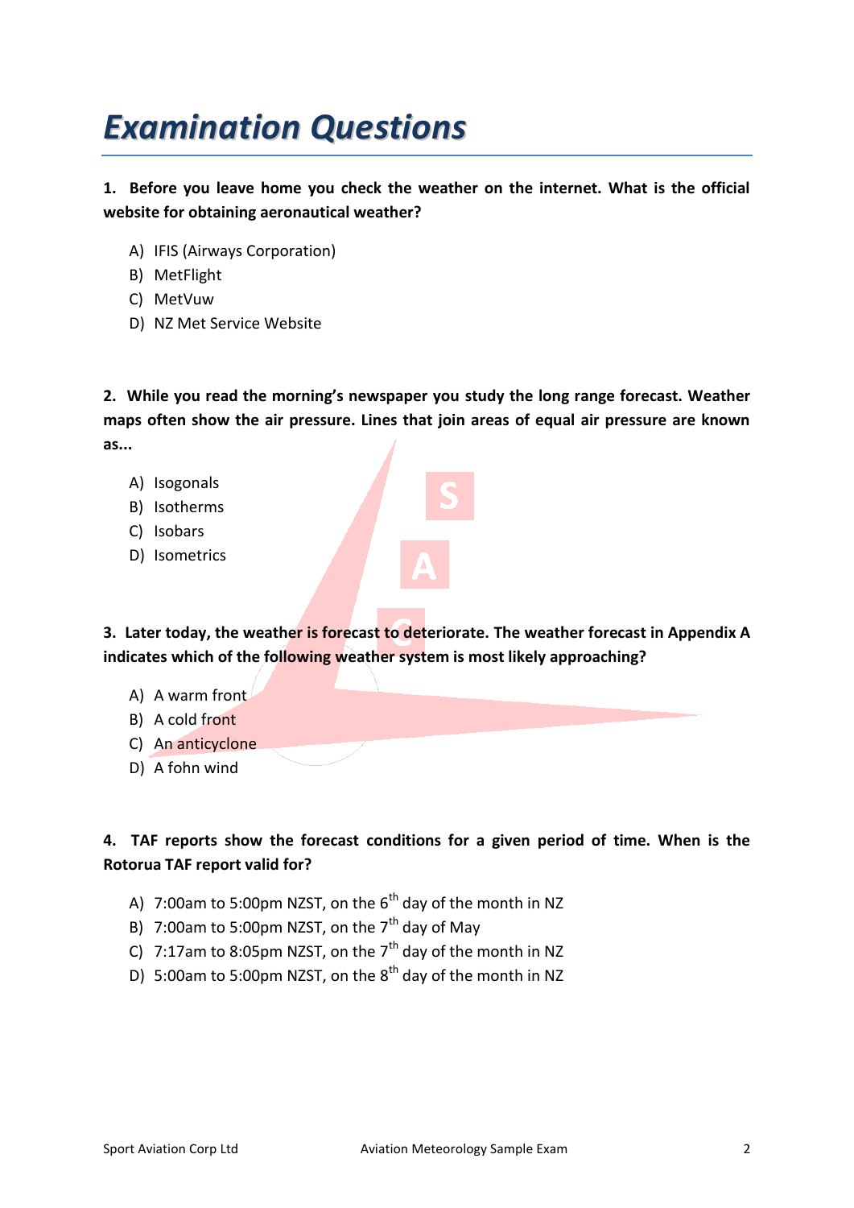# Examination Questions

**1. Before you leave home you check the weather on the internet. What is the official website for obtaining aeronautical weather?**

A) IFIS (Airways Corporation)
B) MetFlight
C) MetVuw
D) NZ Met Service Website

**2. While you read the morning's newspaper you study the long range forecast. Weather maps often show the air pressure. Lines that join areas of equal air pressure are known as...**

A) Isogonals
B) Isotherms
C) Isobars
D) Isometrics

**3. Later today, the weather is forecast to deteriorate. The weather forecast in Appendix A indicates which of the following weather system is most likely approaching?**

A) A warm front
B) A cold front
C) An anticyclone
D) A fohn wind

**4. TAF reports show the forecast conditions for a given period of time. When is the Rotorua TAF report valid for?**

A) 7:00am to 5:00pm NZST, on the 6th day of the month in NZ
B) 7:00am to 5:00pm NZST, on the 7th day of May
C) 7:17am to 8:05pm NZST, on the 7th day of the month in NZ
D) 5:00am to 5:00pm NZST, on the 8th day of the month in NZ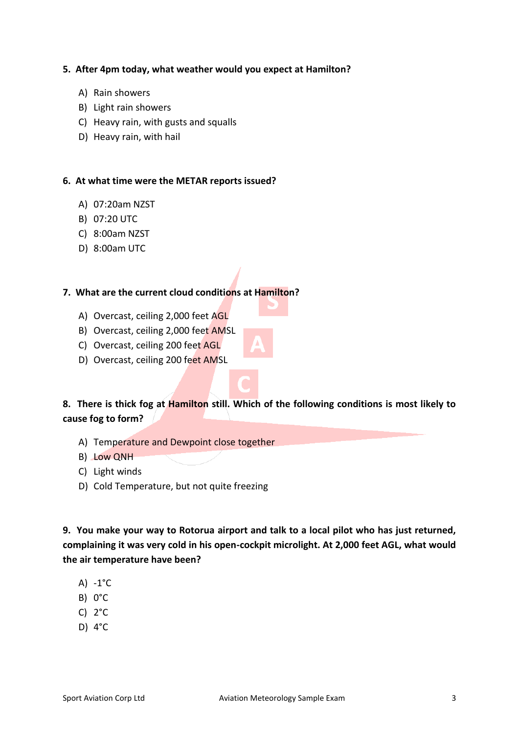**5. After 4pm today, what weather would you expect at Hamilton?**

A) Rain showers
B) Light rain showers
C) Heavy rain, with gusts and squalls
D) Heavy rain, with hail

**6. At what time were the METAR reports issued?**

A) 07:20am NZST
B) 07:20 UTC
C) 8:00am NZST
D) 8:00am UTC

**7. What are the current cloud conditions at Hamilton?**

A) Overcast, ceiling 2,000 feet AGL
B) Overcast, ceiling 2,000 feet AMSL
C) Overcast, ceiling 200 feet AGL
D) Overcast, ceiling 200 feet AMSL

**8. There is thick fog at Hamilton still. Which of the following conditions is most likely to cause fog to form?**

A) Temperature and Dewpoint close together
B) Low QNH
C) Light winds
D) Cold Temperature, but not quite freezing

**9. You make your way to Rotorua airport and talk to a local pilot who has just returned, complaining it was very cold in his open-cockpit microlight. At 2,000 feet AGL, what would the air temperature have been?**

A) -1°C
B) 0°C
C) 2°C
D) 4°C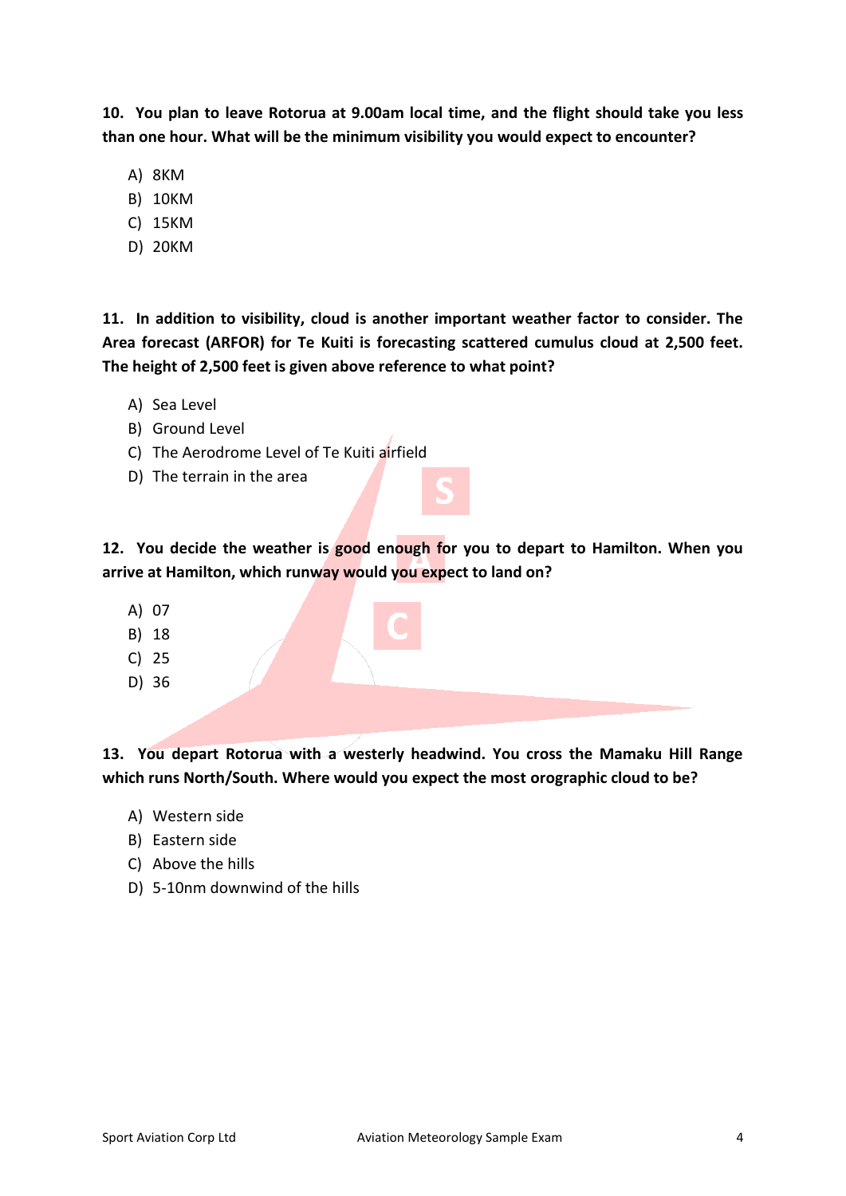**10. You plan to leave Rotorua at 9.00am local time, and the flight should take you less than one hour. What will be the minimum visibility you would expect to encounter?**

A) 8KM
B) 10KM
C) 15KM
D) 20KM

**11. In addition to visibility, cloud is another important weather factor to consider. The Area forecast (ARFOR) for Te Kuiti is forecasting scattered cumulus cloud at 2,500 feet. The height of 2,500 feet is given above reference to what point?**

A) Sea Level
B) Ground Level
C) The Aerodrome Level of Te Kuiti airfield
D) The terrain in the area

**12. You decide the weather is good enough for you to depart to Hamilton. When you arrive at Hamilton, which runway would you expect to land on?**

A) 07
B) 18
C) 25
D) 36

**13. You depart Rotorua with a westerly headwind. You cross the Mamaku Hill Range which runs North/South. Where would you expect the most orographic cloud to be?**

A) Western side
B) Eastern side
C) Above the hills
D) 5-10nm downwind of the hills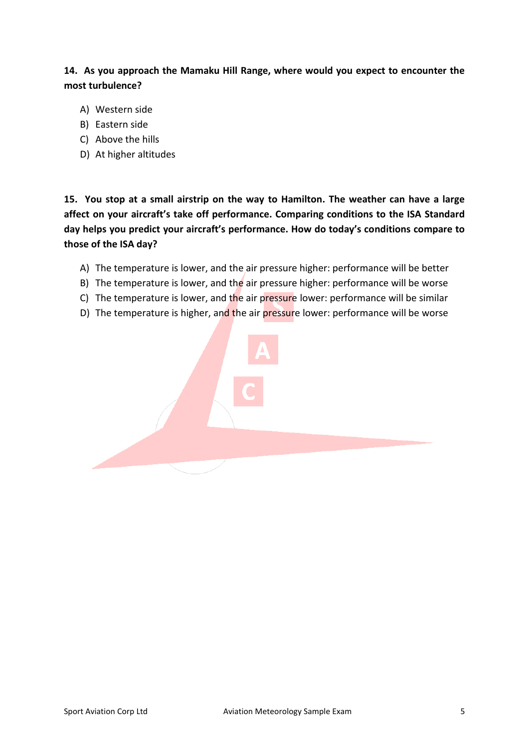**14. As you approach the Mamaku Hill Range, where would you expect to encounter the most turbulence?**

A) Western side
B) Eastern side
C) Above the hills
D) At higher altitudes

**15. You stop at a small airstrip on the way to Hamilton. The weather can have a large affect on your aircraft's take off performance. Comparing conditions to the ISA Standard day helps you predict your aircraft's performance. How do today's conditions compare to those of the ISA day?**

A) The temperature is lower, and the air pressure higher: performance will be better
B) The temperature is lower, and the air pressure higher: performance will be worse
C) The temperature is lower, and the air pressure lower: performance will be similar
D) The temperature is higher, and the air pressure lower: performance will be worse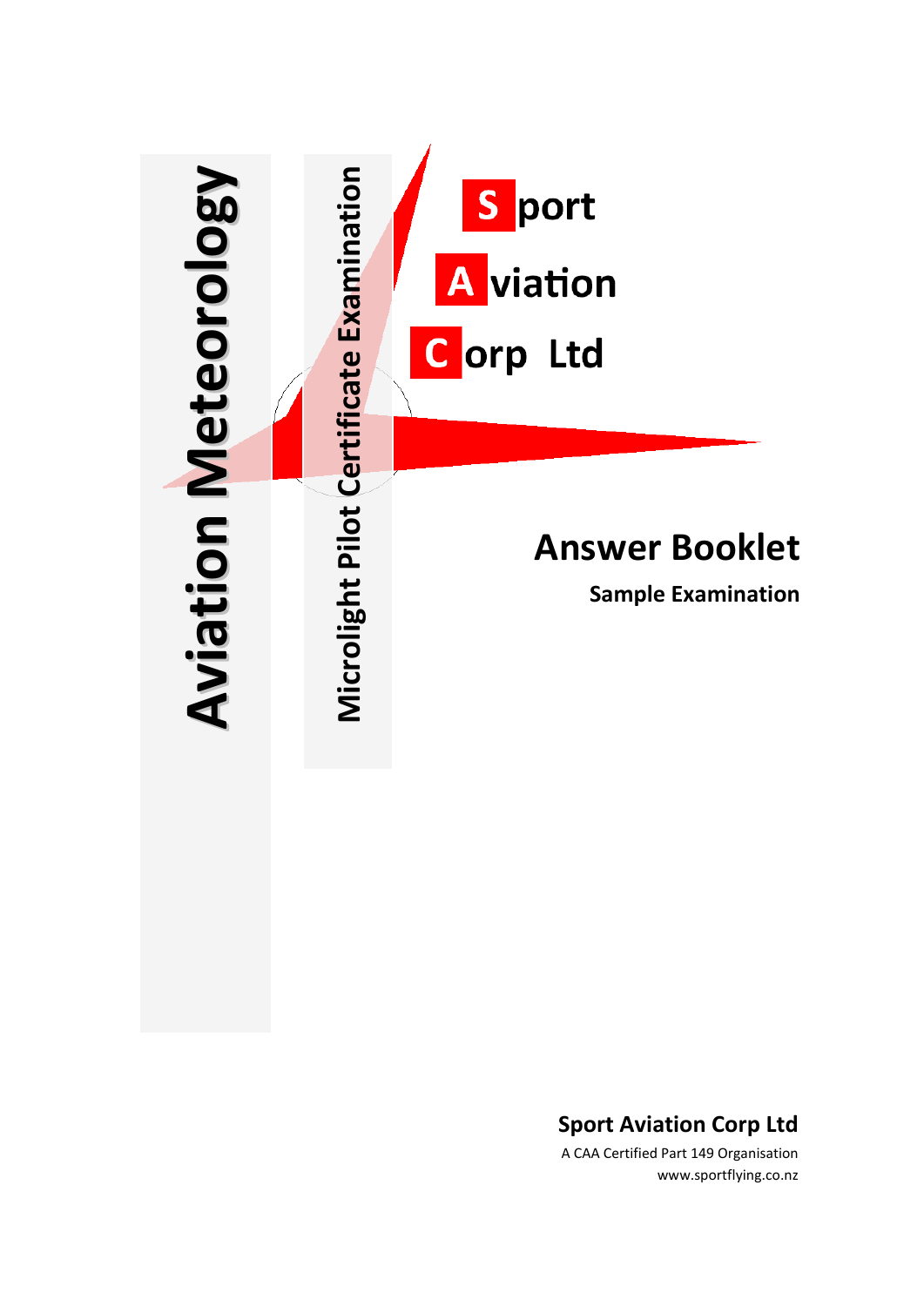# Aviation Meteorology

## Microlight Pilot Certificate Examination

**S**port
**A**viation
**C**orp Ltd

# Answer Booklet

**Sample Examination**

**Sport Aviation Corp Ltd**

A CAA Certified Part 149 Organisation

www.sportflying.co.nz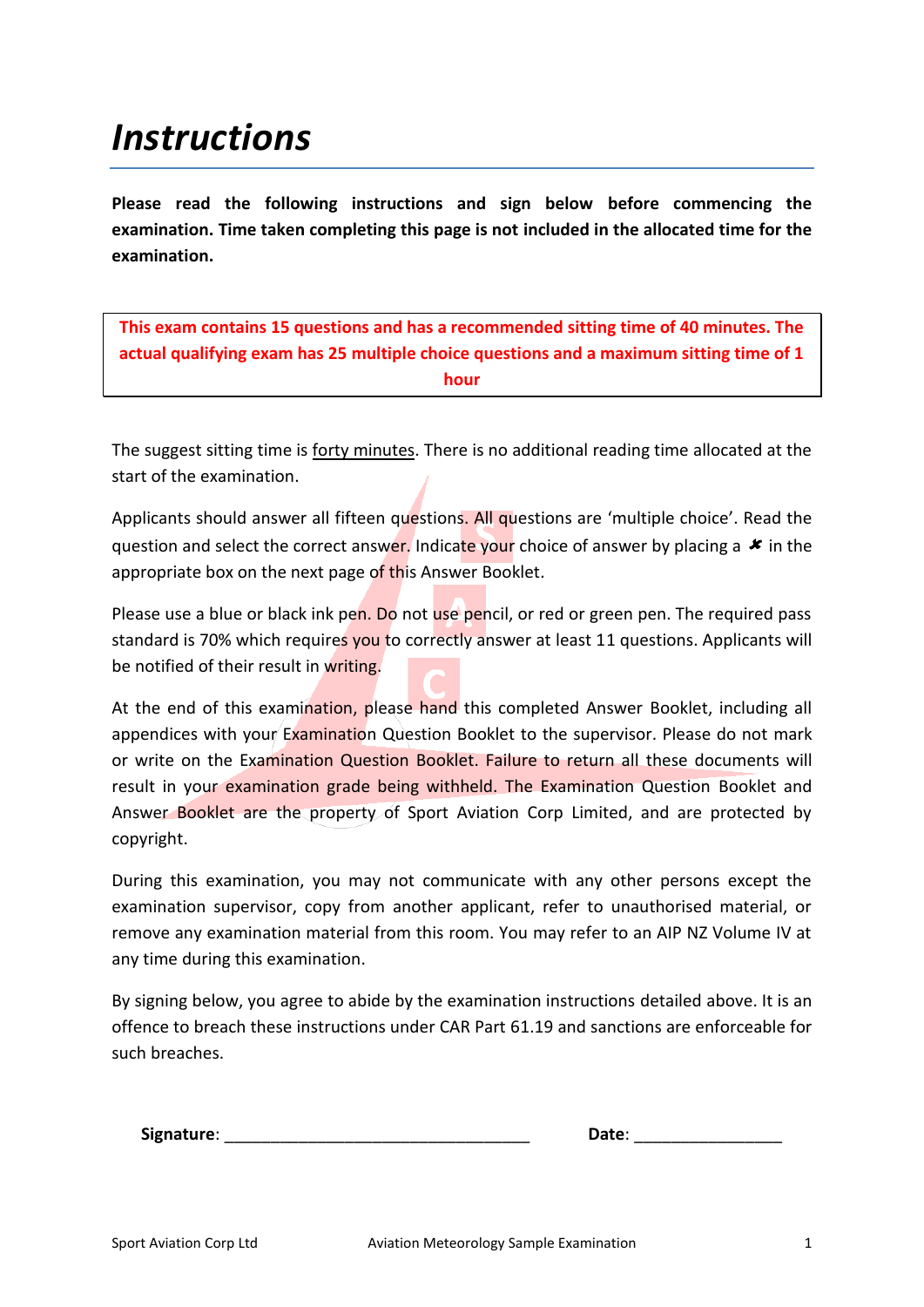# *Instructions*

**Please read the following instructions and sign below before commencing the examination. Time taken completing this page is not included in the allocated time for the examination.**

**This exam contains 15 questions and has a recommended sitting time of 40 minutes. The actual qualifying exam has 25 multiple choice questions and a maximum sitting time of 1 hour**

The suggest sitting time is forty minutes. There is no additional reading time allocated at the start of the examination.

Applicants should answer all fifteen questions. All questions are 'multiple choice'. Read the question and select the correct answer. Indicate your choice of answer by placing a ✘ in the appropriate box on the next page of this Answer Booklet.

Please use a blue or black ink pen. Do not use pencil, or red or green pen. The required pass standard is 70% which requires you to correctly answer at least 11 questions. Applicants will be notified of their result in writing.

At the end of this examination, please hand this completed Answer Booklet, including all appendices with your Examination Question Booklet to the supervisor. Please do not mark or write on the Examination Question Booklet. Failure to return all these documents will result in your examination grade being withheld. The Examination Question Booklet and Answer Booklet are the property of Sport Aviation Corp Limited, and are protected by copyright.

During this examination, you may not communicate with any other persons except the examination supervisor, copy from another applicant, refer to unauthorised material, or remove any examination material from this room. You may refer to an AIP NZ Volume IV at any time during this examination.

By signing below, you agree to abide by the examination instructions detailed above. It is an offence to breach these instructions under CAR Part 61.19 and sanctions are enforceable for such breaches.

**Signature**: ________________________________ **Date**: ________________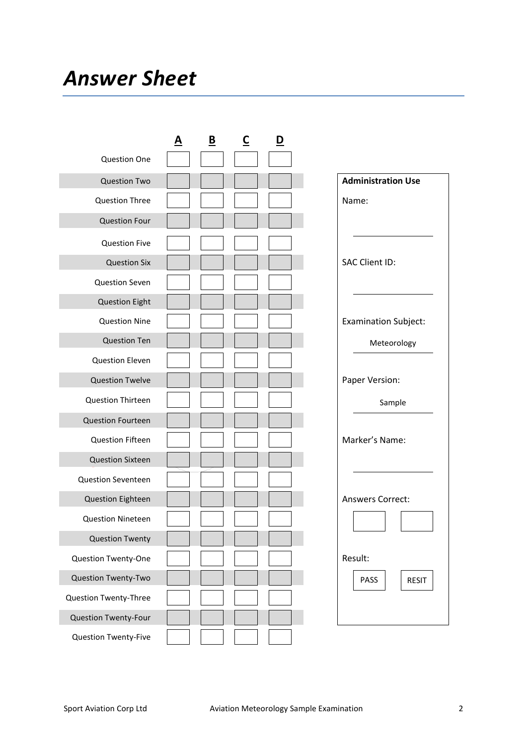# *Answer Sheet*

| | A | B | C | D |
|---|---|---|---|---|
| Question One | | | | |
| Question Two | | | | |
| Question Three | | | | |
| Question Four | | | | |
| Question Five | | | | |
| Question Six | | | | |
| Question Seven | | | | |
| Question Eight | | | | |
| Question Nine | | | | |
| Question Ten | | | | |
| Question Eleven | | | | |
| Question Twelve | | | | |
| Question Thirteen | | | | |
| Question Fourteen | | | | |
| Question Fifteen | | | | |
| Question Sixteen | | | | |
| Question Seventeen | | | | |
| Question Eighteen | | | | |
| Question Nineteen | | | | |
| Question Twenty | | | | |
| Question Twenty-One | | | | |
| Question Twenty-Two | | | | |
| Question Twenty-Three | | | | |
| Question Twenty-Four | | | | |
| Question Twenty-Five | | | | |

**Administration Use**

Name: ________________

SAC Client ID: ________________

Examination Subject: Meteorology

Paper Version: Sample

Marker's Name: ________________

Answers Correct: [ ] [ ]

Result: PASS RESIT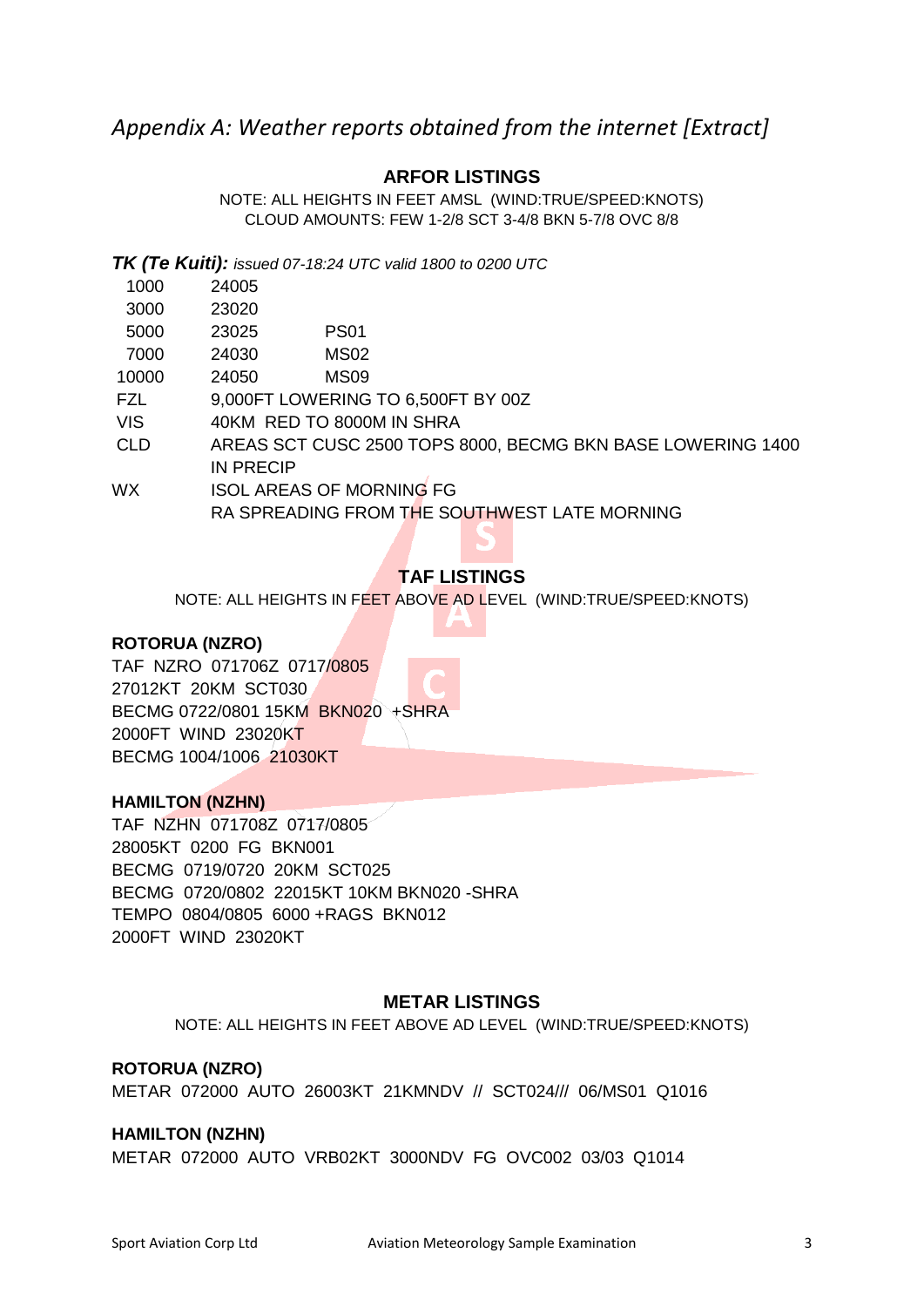## *Appendix A: Weather reports obtained from the internet [Extract]*

### ARFOR LISTINGS

NOTE: ALL HEIGHTS IN FEET AMSL (WIND:TRUE/SPEED:KNOTS)
CLOUD AMOUNTS: FEW 1-2/8 SCT 3-4/8 BKN 5-7/8 OVC 8/8

***TK (Te Kuiti):*** *issued 07-18:24 UTC valid 1800 to 0200 UTC*

| | | |
|---|---|---|
| 1000 | 24005 | |
| 3000 | 23020 | |
| 5000 | 23025 | PS01 |
| 7000 | 24030 | MS02 |
| 10000 | 24050 | MS09 |
| FZL | 9,000FT LOWERING TO 6,500FT BY 00Z | |
| VIS | 40KM RED TO 8000M IN SHRA | |
| CLD | AREAS SCT CUSC 2500 TOPS 8000, BECMG BKN BASE LOWERING 1400 IN PRECIP | |
| WX | ISOL AREAS OF MORNING FG<br>RA SPREADING FROM THE SOUTHWEST LATE MORNING | |

### TAF LISTINGS

NOTE: ALL HEIGHTS IN FEET ABOVE AD LEVEL (WIND:TRUE/SPEED:KNOTS)

**ROTORUA (NZRO)**

TAF NZRO 071706Z 0717/0805
27012KT 20KM SCT030
BECMG 0722/0801 15KM BKN020 +SHRA
2000FT WIND 23020KT
BECMG 1004/1006 21030KT

**HAMILTON (NZHN)**

TAF NZHN 071708Z 0717/0805
28005KT 0200 FG BKN001
BECMG 0719/0720 20KM SCT025
BECMG 0720/0802 22015KT 10KM BKN020 -SHRA
TEMPO 0804/0805 6000 +RAGS BKN012
2000FT WIND 23020KT

### METAR LISTINGS

NOTE: ALL HEIGHTS IN FEET ABOVE AD LEVEL (WIND:TRUE/SPEED:KNOTS)

**ROTORUA (NZRO)**

METAR 072000 AUTO 26003KT 21KMNDV // SCT024/// 06/MS01 Q1016

**HAMILTON (NZHN)**

METAR 072000 AUTO VRB02KT 3000NDV FG OVC002 03/03 Q1014